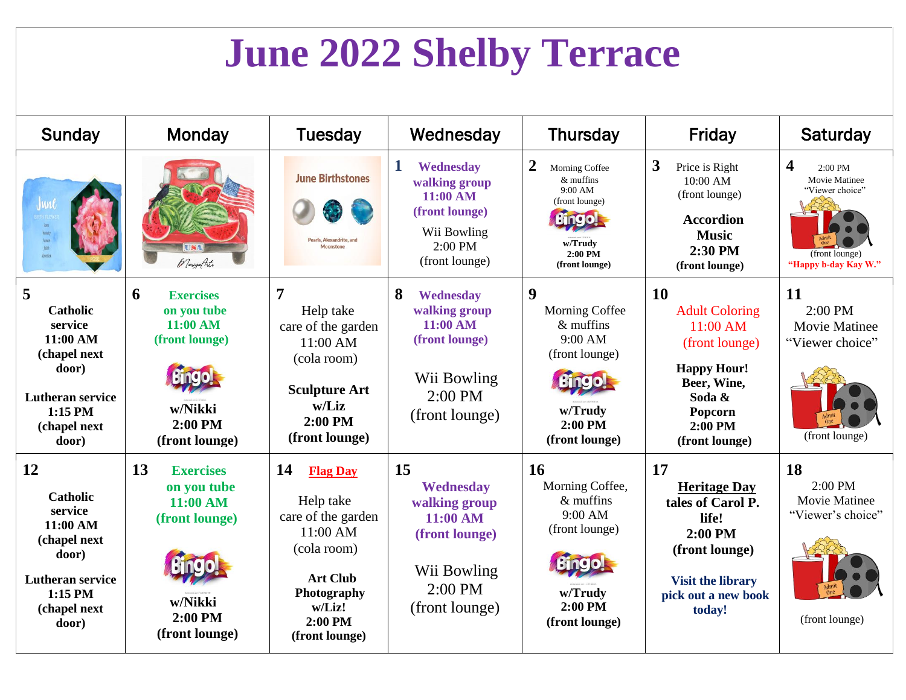# June 2022 Shelby Terrace

| Sunday | Monday | Tuesday | Wednesday | Thursday | Friday | Saturday |
|---|---|---|---|---|---|---|
| | | June Birthstones<br>Pearls, Alexandrite, and Moonstone | **1** **Wednesday walking group 11:00 AM (front lounge)**<br>Wii Bowling 2:00 PM (front lounge) | **2** Morning Coffee & muffins 9:00 AM (front lounge)<br>Bingo!<br>**w/Trudy 2:00 PM (front lounge)** | **3** Price is Right 10:00 AM (front lounge)<br>**Accordion Music 2:30 PM (front lounge)** | **4** 2:00 PM Movie Matinee "Viewer choice"<br>(front lounge)<br>**"Happy b-day Kay W."** |
| **5**<br>**Catholic service 11:00 AM (chapel next door)**<br>**Lutheran service 1:15 PM (chapel next door)** | **6** **Exercises on you tube 11:00 AM (front lounge)**<br>Bingo!<br>**w/Nikki 2:00 PM (front lounge)** | **7** Help take care of the garden 11:00 AM (cola room)<br>**Sculpture Art w/Liz 2:00 PM (front lounge)** | **8** **Wednesday walking group 11:00 AM (front lounge)**<br>Wii Bowling 2:00 PM (front lounge) | **9** Morning Coffee & muffins 9:00 AM (front lounge)<br>Bingo!<br>**w/Trudy 2:00 PM (front lounge)** | **10** Adult Coloring 11:00 AM (front lounge)<br>**Happy Hour! Beer, Wine, Soda & Popcorn 2:00 PM (front lounge)** | **11** 2:00 PM Movie Matinee "Viewer choice"<br>(front lounge) |
| **12**<br>**Catholic service 11:00 AM (chapel next door)**<br>**Lutheran service 1:15 PM (chapel next door)** | **13** **Exercises on you tube 11:00 AM (front lounge)**<br>Bingo!<br>**w/Nikki 2:00 PM (front lounge)** | **14** **Flag Day**<br>Help take care of the garden 11:00 AM (cola room)<br>**Art Club Photography w/Liz! 2:00 PM (front lounge)** | **15**<br>**Wednesday walking group 11:00 AM (front lounge)**<br>Wii Bowling 2:00 PM (front lounge) | **16** Morning Coffee, & muffins 9:00 AM (front lounge)<br>Bingo!<br>**w/Trudy 2:00 PM (front lounge)** | **17**<br>**Heritage Day tales of Carol P. life! 2:00 PM (front lounge)**<br>**Visit the library pick out a new book today!** | **18** 2:00 PM Movie Matinee "Viewer's choice"<br>(front lounge) |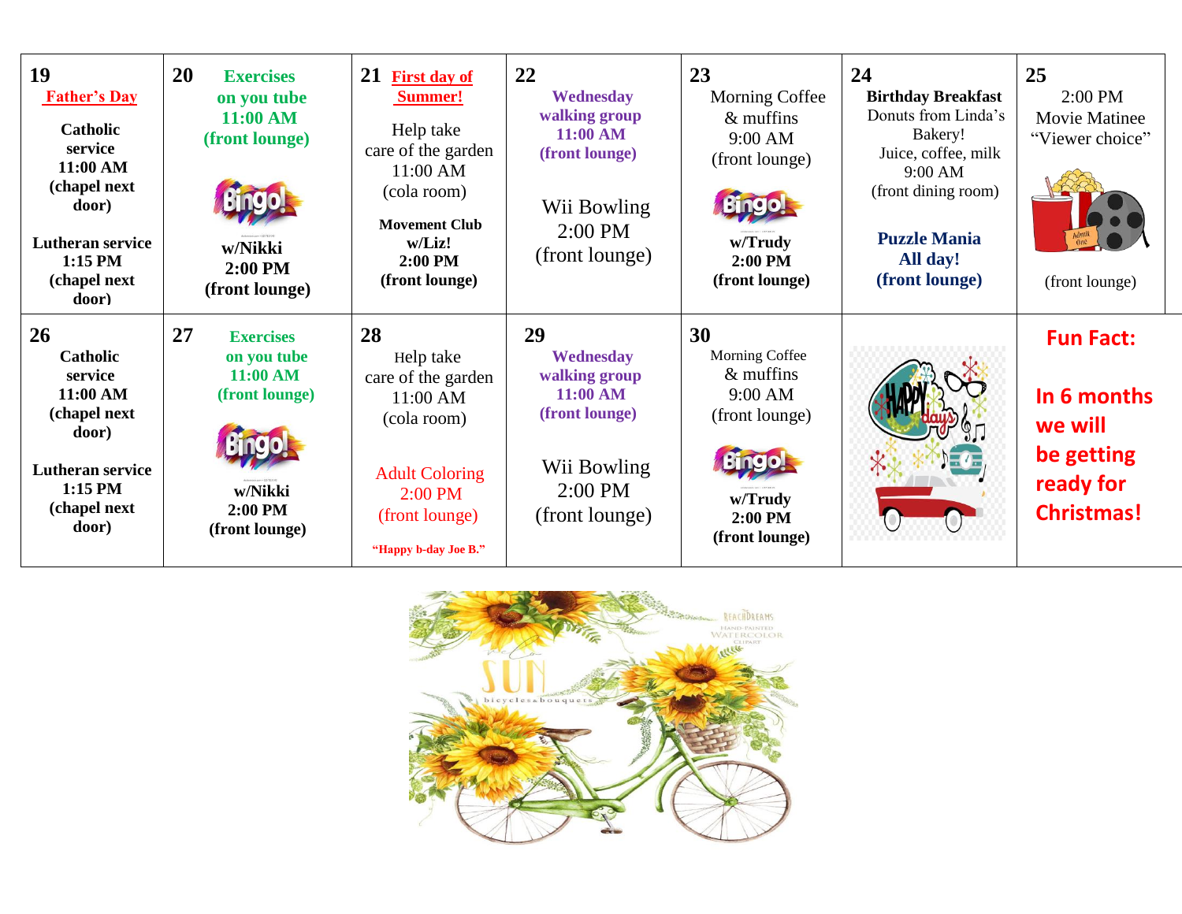| | | | | | | |
|---|---|---|---|---|---|---|
| 19 **Father's Day** **Catholic service 11:00 AM (chapel next door)** **Lutheran service 1:15 PM (chapel next door)** | 20 **Exercises on you tube 11:00 AM (front lounge)** Bingo! **w/Nikki 2:00 PM (front lounge)** | 21 **First day of Summer!** Help take care of the garden 11:00 AM (cola room) **Movement Club w/Liz! 2:00 PM (front lounge)** | 22 **Wednesday walking group 11:00 AM (front lounge)** Wii Bowling 2:00 PM (front lounge) | 23 Morning Coffee & muffins 9:00 AM (front lounge) Bingo! **w/Trudy 2:00 PM (front lounge)** | 24 **Birthday Breakfast** Donuts from Linda's Bakery! Juice, coffee, milk 9:00 AM (front dining room) **Puzzle Mania All day! (front lounge)** | 25 2:00 PM Movie Matinee "Viewer choice" (front lounge) |
| 26 **Catholic service 11:00 AM (chapel next door)** **Lutheran service 1:15 PM (chapel next door)** | 27 **Exercises on you tube 11:00 AM (front lounge)** Bingo! **w/Nikki 2:00 PM (front lounge)** | 28 Help take care of the garden 11:00 AM (cola room) Adult Coloring 2:00 PM (front lounge) **"Happy b-day Joe B."** | 29 **Wednesday walking group 11:00 AM (front lounge)** Wii Bowling 2:00 PM (front lounge) | 30 Morning Coffee & muffins 9:00 AM (front lounge) Bingo! **w/Trudy 2:00 PM (front lounge)** | HAPPY days | **Fun Fact:** **In 6 months we will be getting ready for Christmas!** |